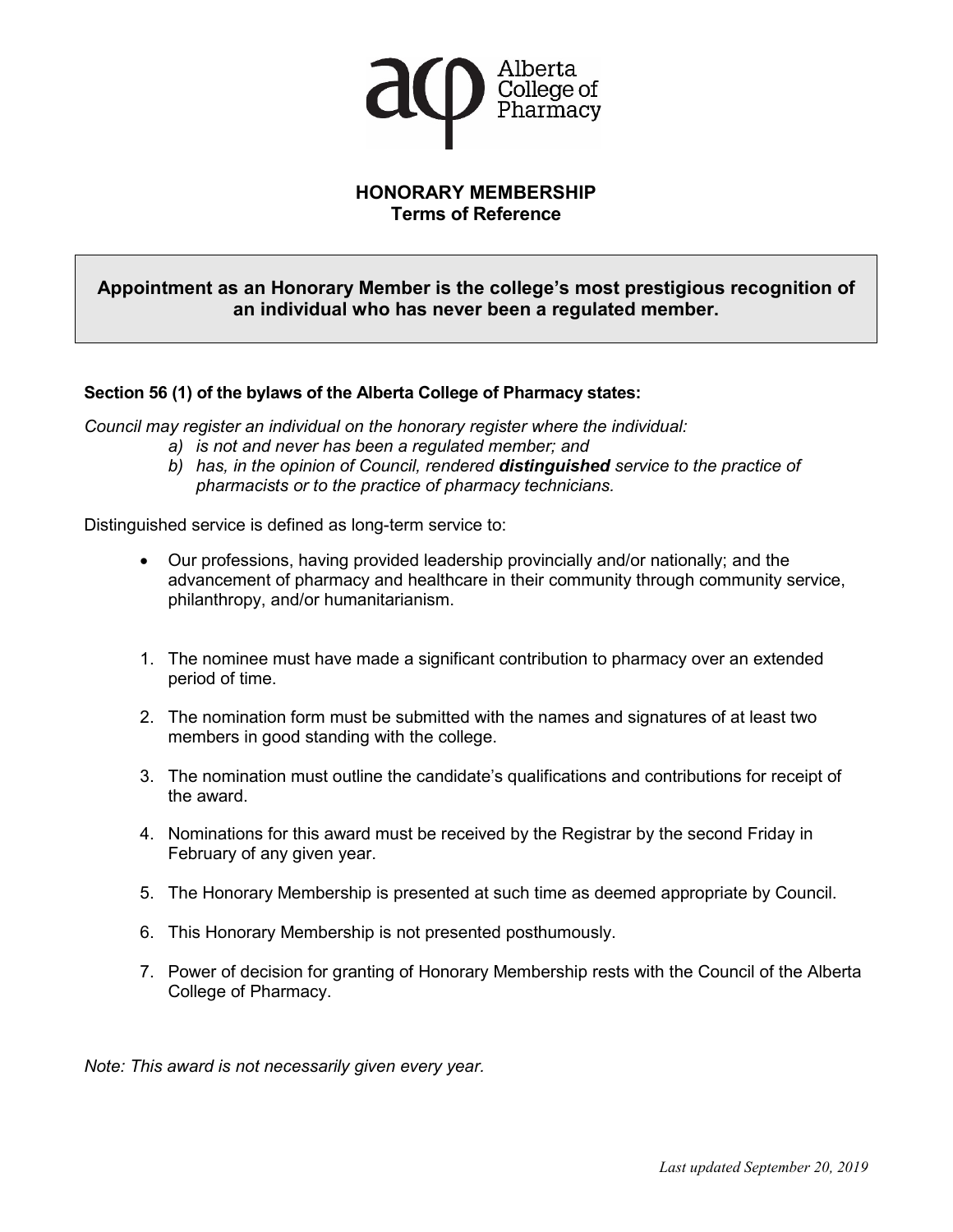Alberta College of Pharmacy

# HONORARY MEMBERSHIP
## Terms of Reference

**Appointment as an Honorary Member is the college's most prestigious recognition of an individual who has never been a regulated member.**

**Section 56 (1) of the bylaws of the Alberta College of Pharmacy states:**

*Council may register an individual on the honorary register where the individual:*

*a) is not and never has been a regulated member; and*
*b) has, in the opinion of Council, rendered **distinguished** service to the practice of pharmacists or to the practice of pharmacy technicians.*

Distinguished service is defined as long-term service to:

- Our professions, having provided leadership provincially and/or nationally; and the advancement of pharmacy and healthcare in their community through community service, philanthropy, and/or humanitarianism.

1. The nominee must have made a significant contribution to pharmacy over an extended period of time.
2. The nomination form must be submitted with the names and signatures of at least two members in good standing with the college.
3. The nomination must outline the candidate's qualifications and contributions for receipt of the award.
4. Nominations for this award must be received by the Registrar by the second Friday in February of any given year.
5. The Honorary Membership is presented at such time as deemed appropriate by Council.
6. This Honorary Membership is not presented posthumously.
7. Power of decision for granting of Honorary Membership rests with the Council of the Alberta College of Pharmacy.

*Note: This award is not necessarily given every year.*

*Last updated September 20, 2019*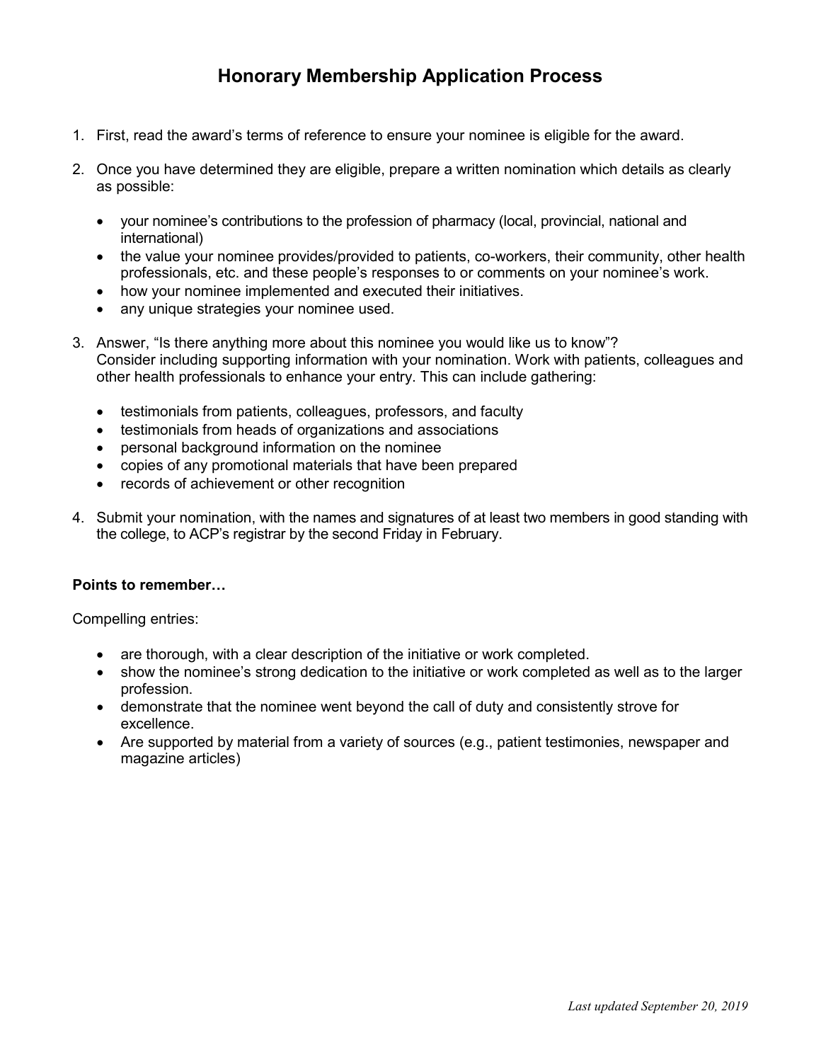# Honorary Membership Application Process

1. First, read the award's terms of reference to ensure your nominee is eligible for the award.

2. Once you have determined they are eligible, prepare a written nomination which details as clearly as possible:

   - your nominee's contributions to the profession of pharmacy (local, provincial, national and international)
   - the value your nominee provides/provided to patients, co-workers, their community, other health professionals, etc. and these people's responses to or comments on your nominee's work.
   - how your nominee implemented and executed their initiatives.
   - any unique strategies your nominee used.

3. Answer, "Is there anything more about this nominee you would like us to know"?
   Consider including supporting information with your nomination. Work with patients, colleagues and other health professionals to enhance your entry. This can include gathering:

   - testimonials from patients, colleagues, professors, and faculty
   - testimonials from heads of organizations and associations
   - personal background information on the nominee
   - copies of any promotional materials that have been prepared
   - records of achievement or other recognition

4. Submit your nomination, with the names and signatures of at least two members in good standing with the college, to ACP's registrar by the second Friday in February.

**Points to remember…**

Compelling entries:

- are thorough, with a clear description of the initiative or work completed.
- show the nominee's strong dedication to the initiative or work completed as well as to the larger profession.
- demonstrate that the nominee went beyond the call of duty and consistently strove for excellence.
- Are supported by material from a variety of sources (e.g., patient testimonies, newspaper and magazine articles)

*Last updated September 20, 2019*